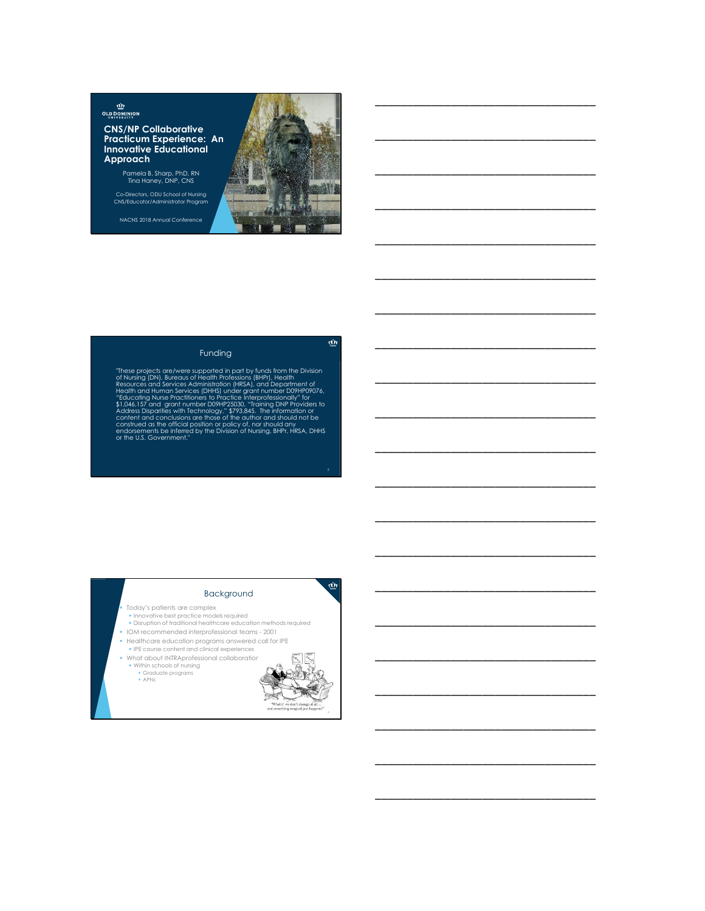# CNS/NP Collaborative Practicum Experience: An Innovative Educational Approach

Pamela B. Sharp, PhD, RN
Tina Haney, DNP, CNS

Co-Directors, ODU School of Nursing
CNS/Educator/Administrator Program

NACNS 2018 Annual Conference

## Funding

"These projects are/were supported in part by funds from the Division of Nursing (DN), Bureaus of Health Professions (BHPr), Health Resources and Services Administration (HRSA), and Department of Health and Human Services (DHHS) under grant number D09HP09076, "Educating Nurse Practitioners to Practice Interprofessionally" for $1,046,157 and grant number D09HP25030, "Training DNP Providers to Address Disparities with Technology," $793,845. The information or content and conclusions are those of the author and should not be construed as the official position or policy of, nor should any endorsements be inferred by the Division of Nursing, BHPr, HRSA, DHHS or the U.S. Government."

## Background

- Today's patients are complex
  - Innovative best practice models required
  - Disruption of traditional healthcare education methods required
- IOM recommended interprofessional teams - 2001
- Healthcare education programs answered call for IPE
  - IPE course content and clinical experiences
- What about INTRAprofessional collaboration
  - Within schools of nursing
    - Graduate programs
    - APNs

"What if we don't change at all ... and something magical just happens?"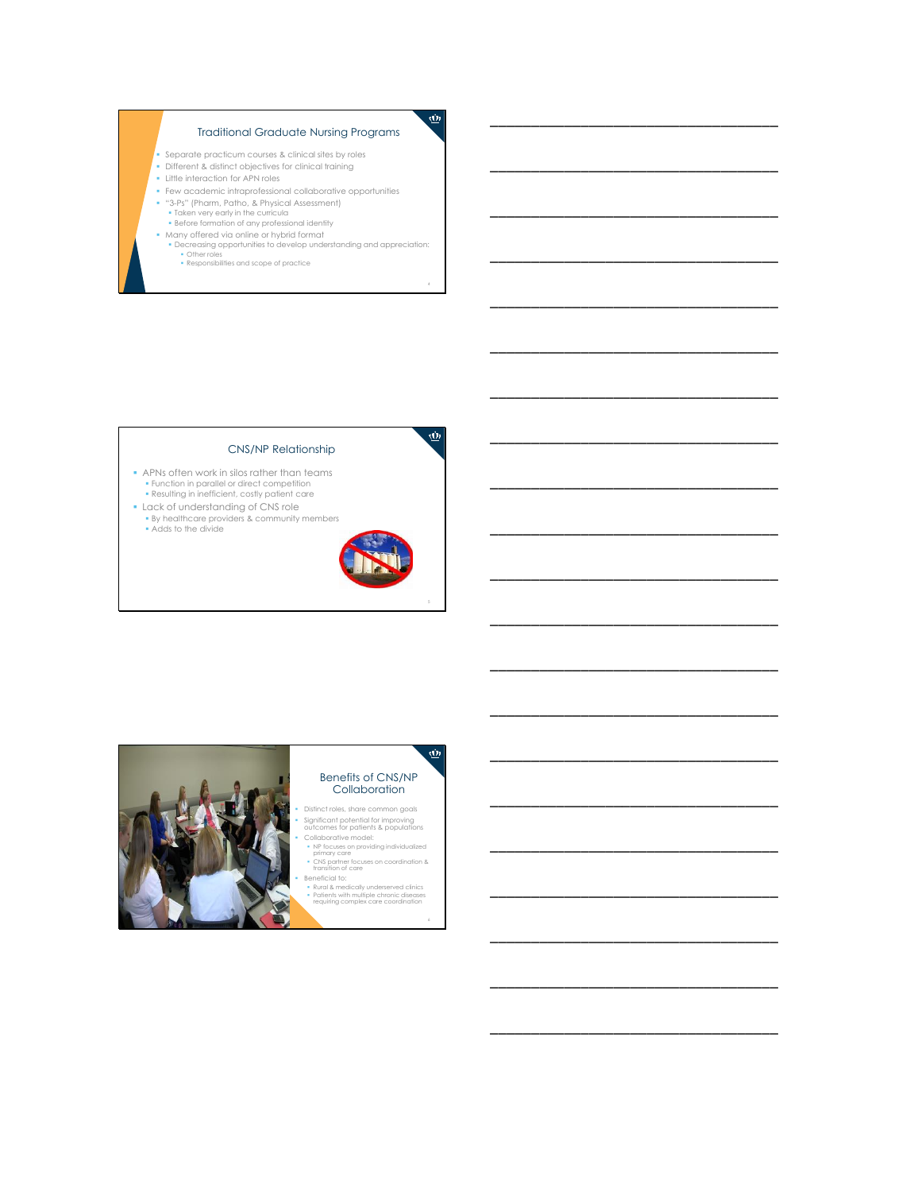## Traditional Graduate Nursing Programs

- Separate practicum courses & clinical sites by roles
- Different & distinct objectives for clinical training
- Little interaction for APN roles
- Few academic intraprofessional collaborative opportunities
- "3-Ps" (Pharm, Patho, & Physical Assessment)
  - Taken very early in the curricula
  - Before formation of any professional identity
- Many offered via online or hybrid format
  - Decreasing opportunities to develop understanding and appreciation:
    - Other roles
    - Responsibilities and scope of practice

## CNS/NP Relationship

- APNs often work in silos rather than teams
  - Function in parallel or direct competition
  - Resulting in inefficient, costly patient care
- Lack of understanding of CNS role
  - By healthcare providers & community members
  - Adds to the divide

## Benefits of CNS/NP Collaboration

- Distinct roles, share common goals
- Significant potential for improving outcomes for patients & populations
- Collaborative model:
  - NP focuses on providing individualized primary care
  - CNS partner focuses on coordination & transition of care
- Beneficial to:
  - Rural & medically underserved clinics
  - Patients with multiple chronic diseases requiring complex care coordination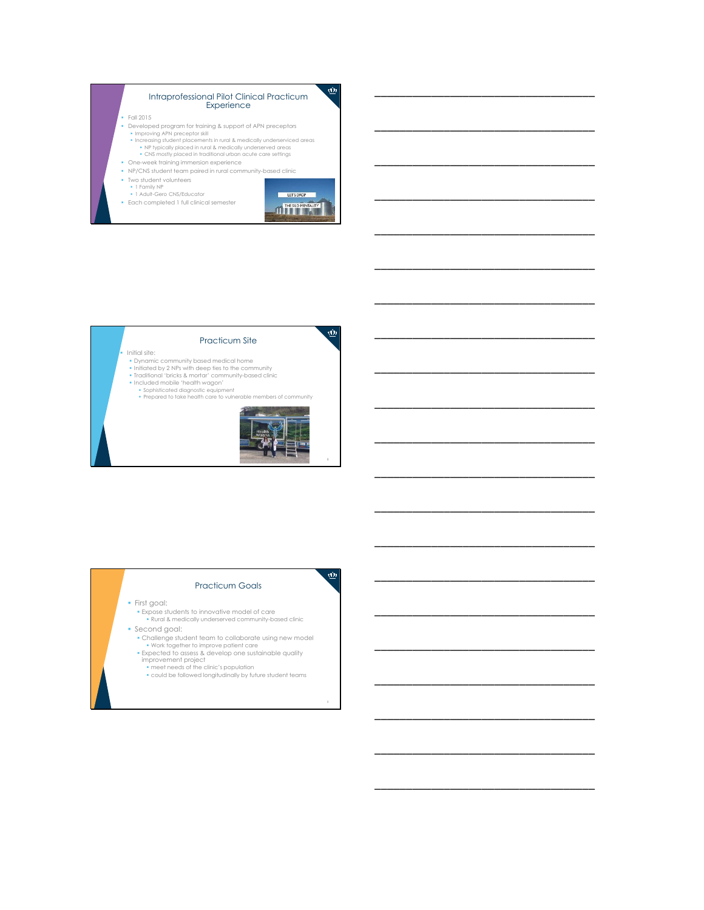## Intraprofessional Pilot Clinical Practicum Experience

- Fall 2015
- Developed program for training & support of APN preceptors
  - Improving APN preceptor skill
  - Increasing student placements in rural & medically underserviced areas
    - NP typically placed in rural & medically underserved areas
    - CNS mostly placed in traditional urban acute care settings
- One-week training immersion experience
- NP/CNS student team paired in rural community-based clinic
- Two student volunteers
  - 1 Family NP
  - 1 Adult-Gero CNS/Educator
- Each completed 1 full clinical semester

LET'S DROP THE SILO MENTALITY

## Practicum Site

- Initial site:
  - Dynamic community based medical home
  - Initiated by 2 NPs with deep ties to the community
  - Traditional 'bricks & mortar' community-based clinic
  - Included mobile 'health wagon'
    - Sophisticated diagnostic equipment
    - Prepared to take health care to vulnerable members of community

## Practicum Goals

- First goal:
  - Expose students to innovative model of care
    - Rural & medically underserved community-based clinic
- Second goal:
  - Challenge student team to collaborate using new model
    - Work together to improve patient care
  - Expected to assess & develop one sustainable quality improvement project
    - meet needs of the clinic's population
    - could be followed longitudinally by future student teams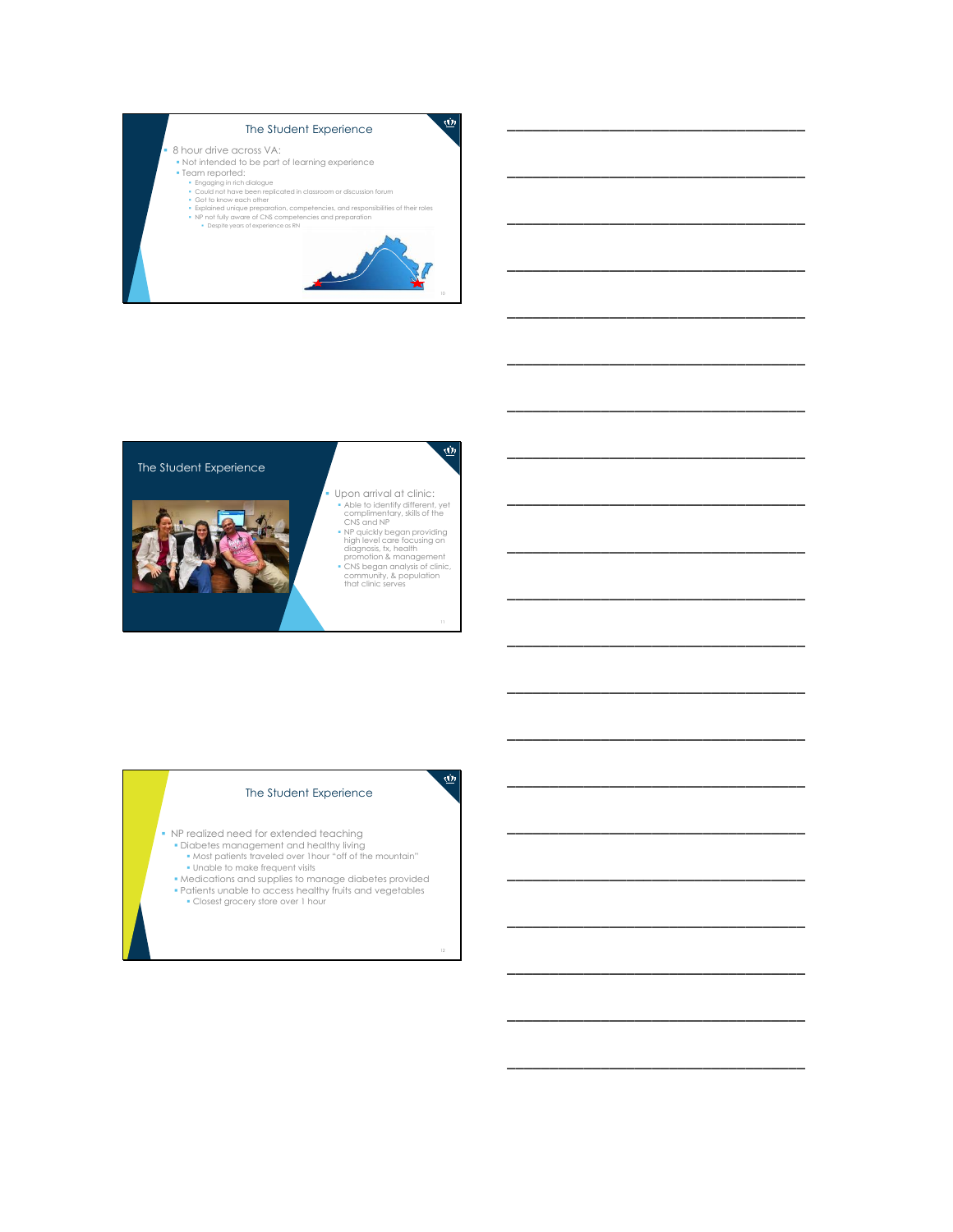## The Student Experience

- 8 hour drive across VA:
  - Not intended to be part of learning experience
  - Team reported:
    - Engaging in rich dialogue
    - Could not have been replicated in classroom or discussion forum
    - Got to know each other
    - Explained unique preparation, competencies, and responsibilities of their roles
    - NP not fully aware of CNS competencies and preparation
      - Despite years of experience as RN

## The Student Experience

- Upon arrival at clinic:
  - Able to identify different, yet complimentary, skills of the CNS and NP
  - NP quickly began providing high level care focusing on diagnosis, tx, health promotion & management
  - CNS began analysis of clinic, community, & population that clinic serves

## The Student Experience

- NP realized need for extended teaching
  - Diabetes management and healthy living
    - Most patients traveled over 1hour "off of the mountain"
    - Unable to make frequent visits
  - Medications and supplies to manage diabetes provided
  - Patients unable to access healthy fruits and vegetables
    - Closest grocery store over 1 hour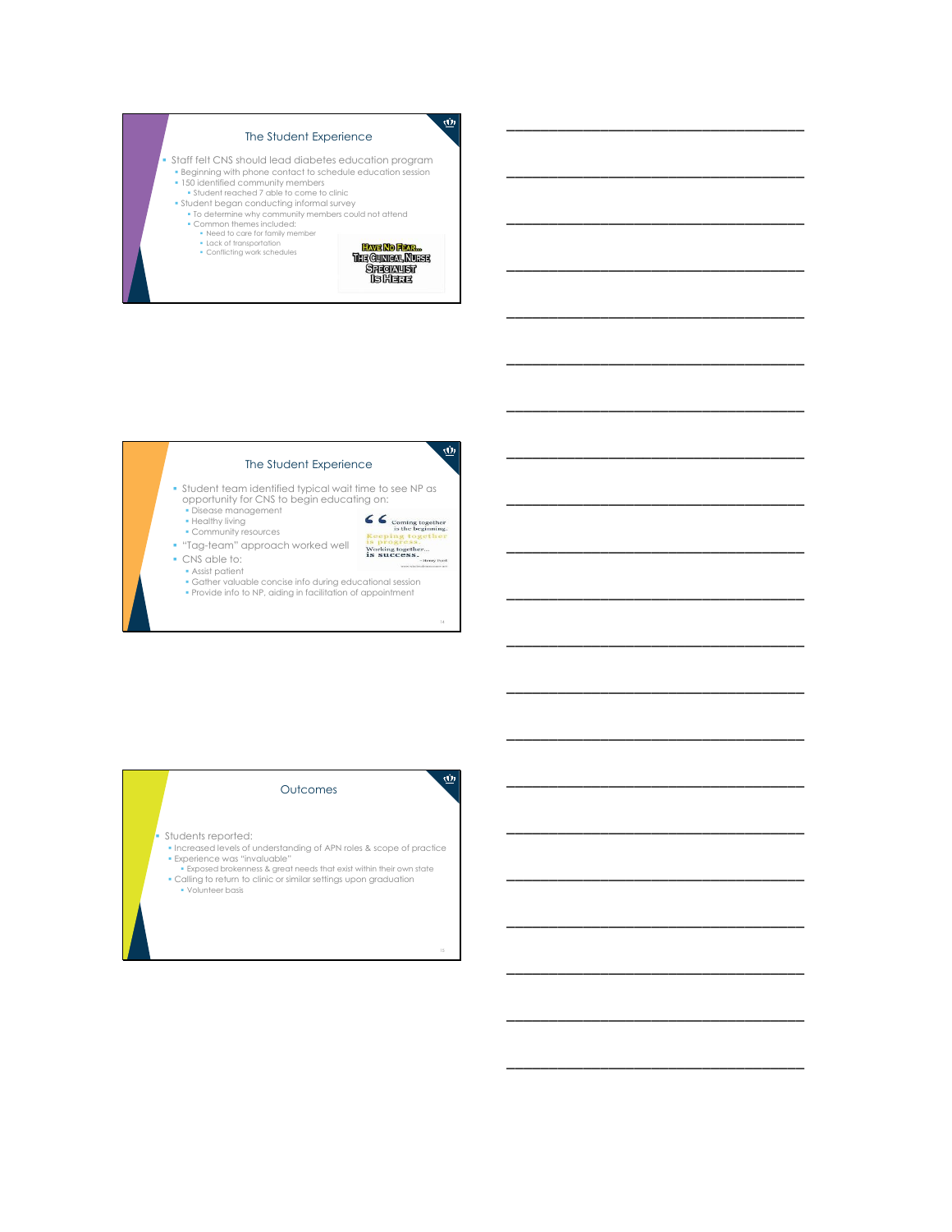## The Student Experience

- Staff felt CNS should lead diabetes education program
  - Beginning with phone contact to schedule education session
  - 150 identified community members
    - Student reached 7 able to come to clinic
  - Student began conducting informal survey
    - To determine why community members could not attend
    - Common themes included:
      - Need to care for family member
      - Lack of transportation
      - Conflicting work schedules

Have No Fear... The Clinical Nurse Specialist Is Here

## The Student Experience

- Student team identified typical wait time to see NP as opportunity for CNS to begin educating on:
  - Disease management
  - Healthy living
  - Community resources
- "Tag-team" approach worked well
- CNS able to:
  - Assist patient
  - Gather valuable concise info during educational session
  - Provide info to NP, aiding in facilitation of appointment

"Coming together is the beginning. Keeping together is progress. Working together... is success." – Henry Ford

## Outcomes

- Students reported:
  - Increased levels of understanding of APN roles & scope of practice
  - Experience was "invaluable"
    - Exposed brokenness & great needs that exist within their own state
  - Calling to return to clinic or similar settings upon graduation
    - Volunteer basis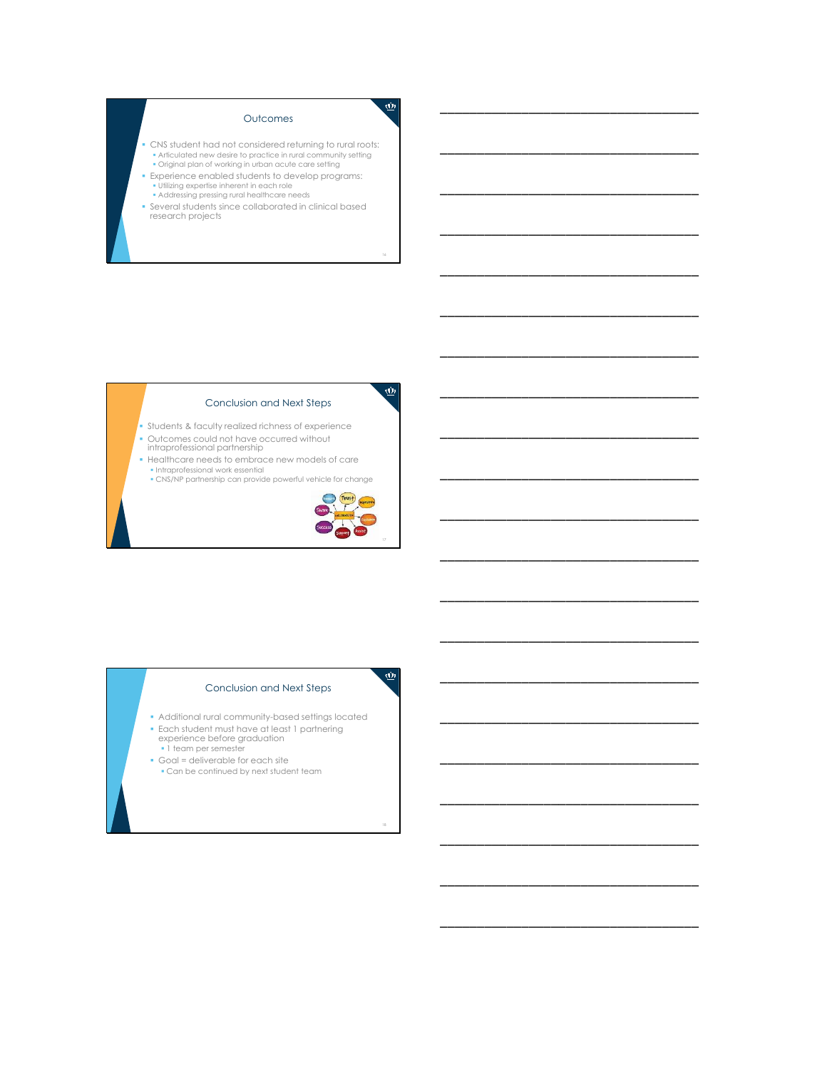## Outcomes

- CNS student had not considered returning to rural roots:
  - Articulated new desire to practice in rural community setting
  - Original plan of working in urban acute care setting
- Experience enabled students to develop programs:
  - Utilizing expertise inherent in each role
  - Addressing pressing rural healthcare needs
- Several students since collaborated in clinical based research projects

## Conclusion and Next Steps

- Students & faculty realized richness of experience
- Outcomes could not have occurred without intraprofessional partnership
- Healthcare needs to embrace new models of care
  - Intraprofessional work essential
  - CNS/NP partnership can provide powerful vehicle for change

## Conclusion and Next Steps

- Additional rural community-based settings located
- Each student must have at least 1 partnering experience before graduation
  - 1 team per semester
- Goal = deliverable for each site
  - Can be continued by next student team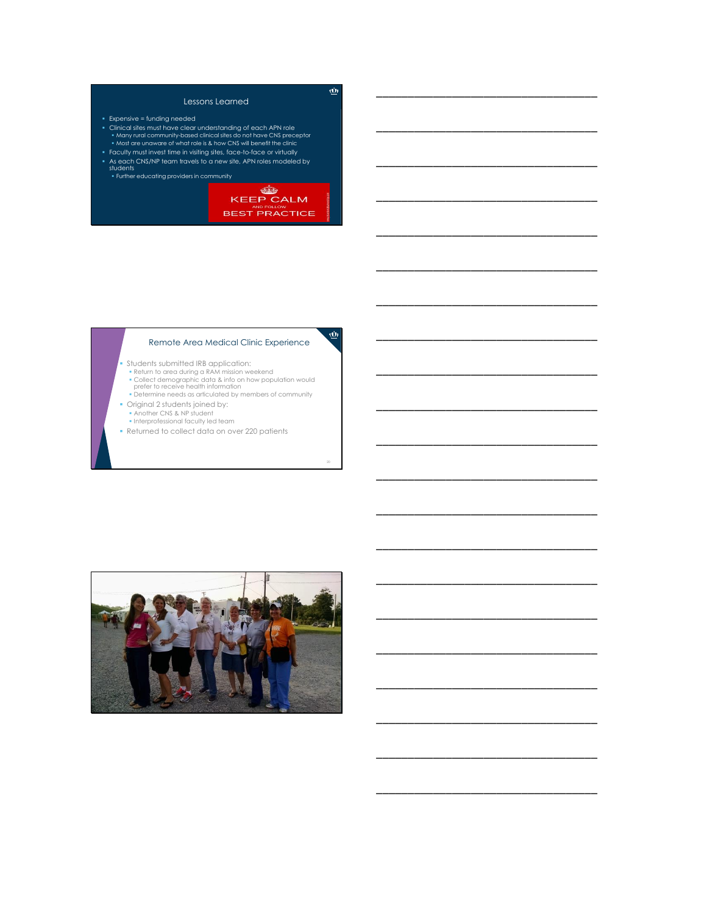## Lessons Learned

- Expensive = funding needed
- Clinical sites must have clear understanding of each APN role
  - Many rural community-based clinical sites do not have CNS preceptor
  - Most are unaware of what role is & how CNS will benefit the clinic
- Faculty must invest time in visiting sites, face-to-face or virtually
- As each CNS/NP team travels to a new site, APN roles modeled by students
  - Further educating providers in community

KEEP CALM AND FOLLOW BEST PRACTICE

## Remote Area Medical Clinic Experience

- Students submitted IRB application:
  - Return to area during a RAM mission weekend
  - Collect demographic data & info on how population would prefer to receive health information
  - Determine needs as articulated by members of community
- Original 2 students joined by:
  - Another CNS & NP student
  - Interprofessional faculty led team
- Returned to collect data on over 220 patients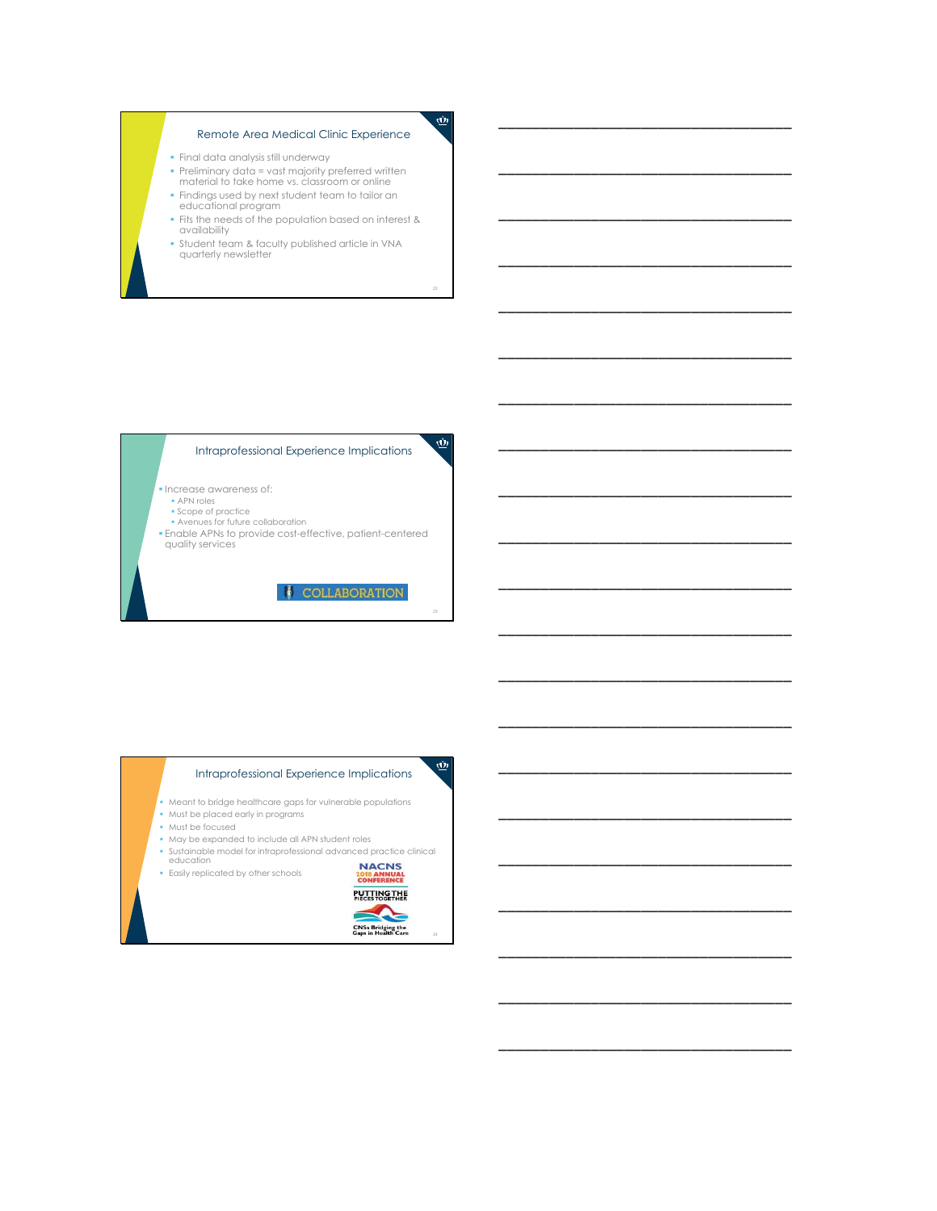## Remote Area Medical Clinic Experience

- Final data analysis still underway
- Preliminary data = vast majority preferred written material to take home vs. classroom or online
- Findings used by next student team to tailor an educational program
- Fits the needs of the population based on interest & availability
- Student team & faculty published article in VNA quarterly newsletter

## Intraprofessional Experience Implications

- Increase awareness of:
  - APN roles
  - Scope of practice
  - Avenues for future collaboration
- Enable APNs to provide cost-effective, patient-centered quality services

COLLABORATION

## Intraprofessional Experience Implications

- Meant to bridge healthcare gaps for vulnerable populations
- Must be placed early in programs
- Must be focused
- May be expanded to include all APN student roles
- Sustainable model for intraprofessional advanced practice clinical education
- Easily replicated by other schools

NACNS 2018 ANNUAL CONFERENCE

PUTTING THE PIECES TOGETHER

CNSs Bridging the Gaps in Health Care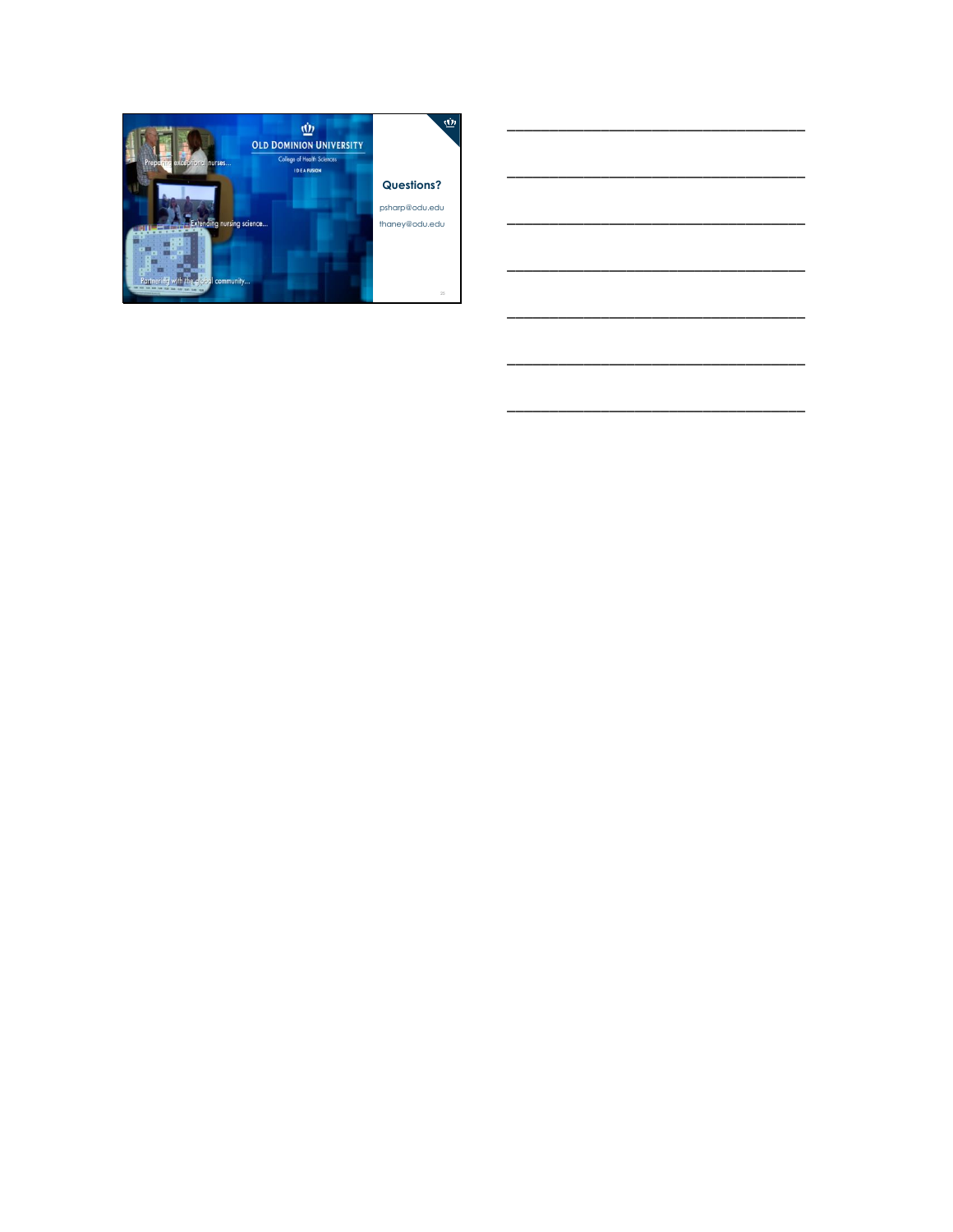Old Dominion University

College of Health Sciences

IDEA FUSION

Preparing exceptional nurses...

Extending nursing science...

Partnering with the global community...

**Questions?**

psharp@odu.edu

thaney@odu.edu